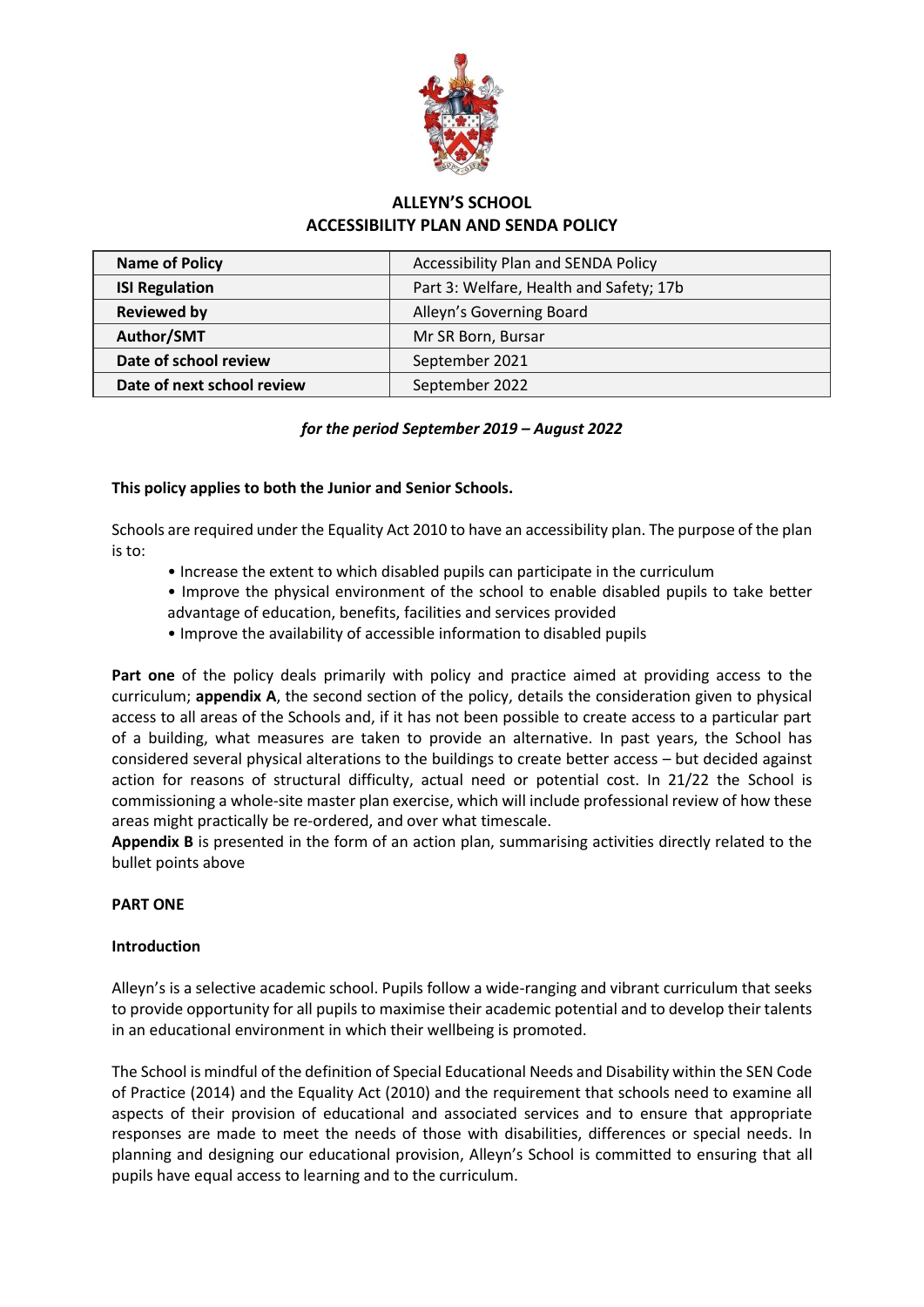# ALLEYN'S SCHOOL
# ACCESSIBILITY PLAN AND SENDA POLICY

| **Name of Policy** | Accessibility Plan and SENDA Policy |
|---|---|
| **ISI Regulation** | Part 3: Welfare, Health and Safety; 17b |
| **Reviewed by** | Alleyn's Governing Board |
| **Author/SMT** | Mr SR Born, Bursar |
| **Date of school review** | September 2021 |
| **Date of next school review** | September 2022 |

***for the period September 2019 – August 2022***

**This policy applies to both the Junior and Senior Schools.**

Schools are required under the Equality Act 2010 to have an accessibility plan. The purpose of the plan is to:

- Increase the extent to which disabled pupils can participate in the curriculum
- Improve the physical environment of the school to enable disabled pupils to take better advantage of education, benefits, facilities and services provided
- Improve the availability of accessible information to disabled pupils

**Part one** of the policy deals primarily with policy and practice aimed at providing access to the curriculum; **appendix A**, the second section of the policy, details the consideration given to physical access to all areas of the Schools and, if it has not been possible to create access to a particular part of a building, what measures are taken to provide an alternative. In past years, the School has considered several physical alterations to the buildings to create better access – but decided against action for reasons of structural difficulty, actual need or potential cost. In 21/22 the School is commissioning a whole-site master plan exercise, which will include professional review of how these areas might practically be re-ordered, and over what timescale.

**Appendix B** is presented in the form of an action plan, summarising activities directly related to the bullet points above

## PART ONE

### Introduction

Alleyn's is a selective academic school. Pupils follow a wide-ranging and vibrant curriculum that seeks to provide opportunity for all pupils to maximise their academic potential and to develop their talents in an educational environment in which their wellbeing is promoted.

The School is mindful of the definition of Special Educational Needs and Disability within the SEN Code of Practice (2014) and the Equality Act (2010) and the requirement that schools need to examine all aspects of their provision of educational and associated services and to ensure that appropriate responses are made to meet the needs of those with disabilities, differences or special needs. In planning and designing our educational provision, Alleyn's School is committed to ensuring that all pupils have equal access to learning and to the curriculum.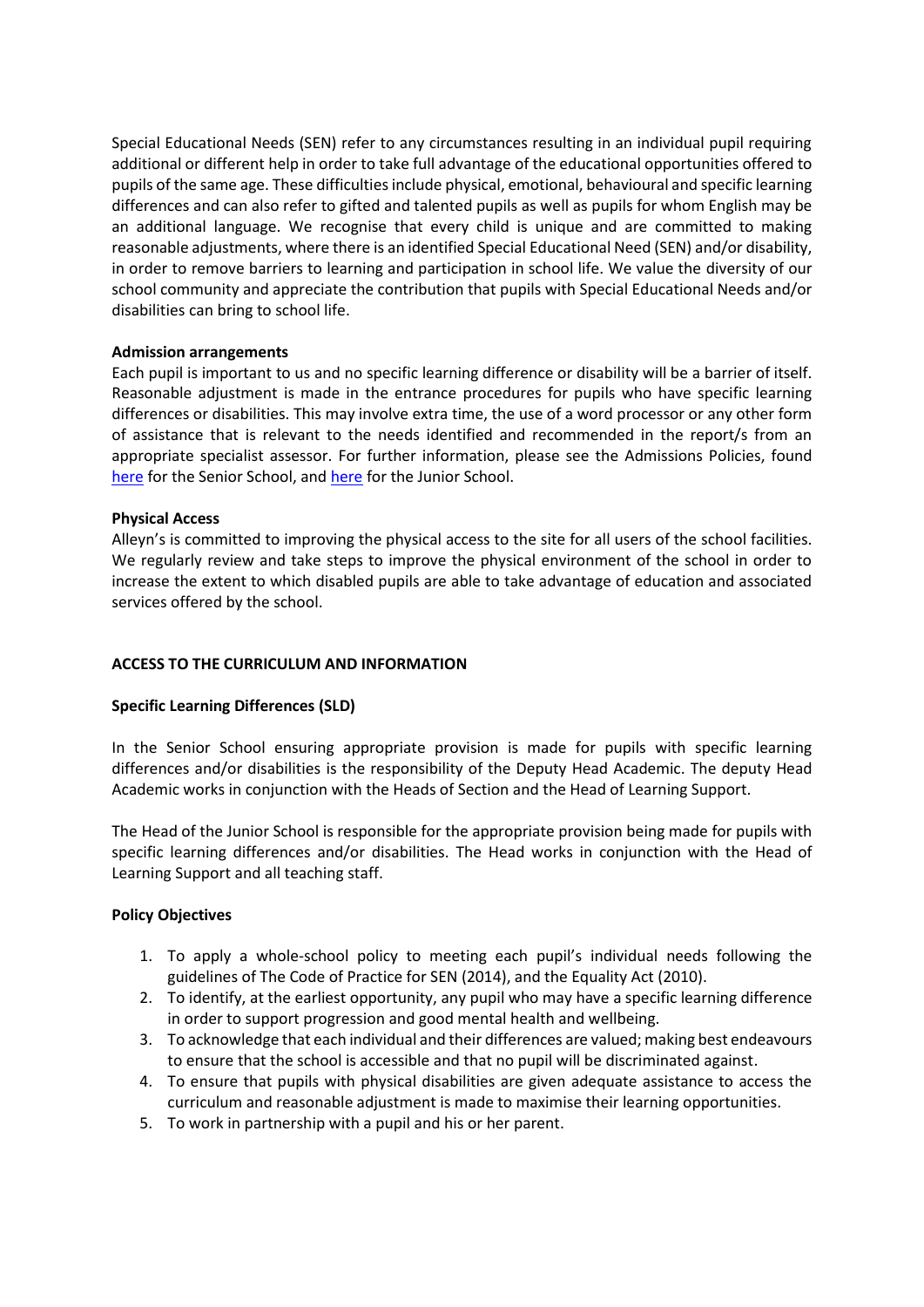Special Educational Needs (SEN) refer to any circumstances resulting in an individual pupil requiring additional or different help in order to take full advantage of the educational opportunities offered to pupils of the same age. These difficulties include physical, emotional, behavioural and specific learning differences and can also refer to gifted and talented pupils as well as pupils for whom English may be an additional language. We recognise that every child is unique and are committed to making reasonable adjustments, where there is an identified Special Educational Need (SEN) and/or disability, in order to remove barriers to learning and participation in school life. We value the diversity of our school community and appreciate the contribution that pupils with Special Educational Needs and/or disabilities can bring to school life.

**Admission arrangements**

Each pupil is important to us and no specific learning difference or disability will be a barrier of itself. Reasonable adjustment is made in the entrance procedures for pupils who have specific learning differences or disabilities. This may involve extra time, the use of a word processor or any other form of assistance that is relevant to the needs identified and recommended in the report/s from an appropriate specialist assessor. For further information, please see the Admissions Policies, found here for the Senior School, and here for the Junior School.

**Physical Access**

Alleyn's is committed to improving the physical access to the site for all users of the school facilities. We regularly review and take steps to improve the physical environment of the school in order to increase the extent to which disabled pupils are able to take advantage of education and associated services offered by the school.

**ACCESS TO THE CURRICULUM AND INFORMATION**

**Specific Learning Differences (SLD)**

In the Senior School ensuring appropriate provision is made for pupils with specific learning differences and/or disabilities is the responsibility of the Deputy Head Academic. The deputy Head Academic works in conjunction with the Heads of Section and the Head of Learning Support.

The Head of the Junior School is responsible for the appropriate provision being made for pupils with specific learning differences and/or disabilities. The Head works in conjunction with the Head of Learning Support and all teaching staff.

**Policy Objectives**

1. To apply a whole-school policy to meeting each pupil's individual needs following the guidelines of The Code of Practice for SEN (2014), and the Equality Act (2010).
2. To identify, at the earliest opportunity, any pupil who may have a specific learning difference in order to support progression and good mental health and wellbeing.
3. To acknowledge that each individual and their differences are valued; making best endeavours to ensure that the school is accessible and that no pupil will be discriminated against.
4. To ensure that pupils with physical disabilities are given adequate assistance to access the curriculum and reasonable adjustment is made to maximise their learning opportunities.
5. To work in partnership with a pupil and his or her parent.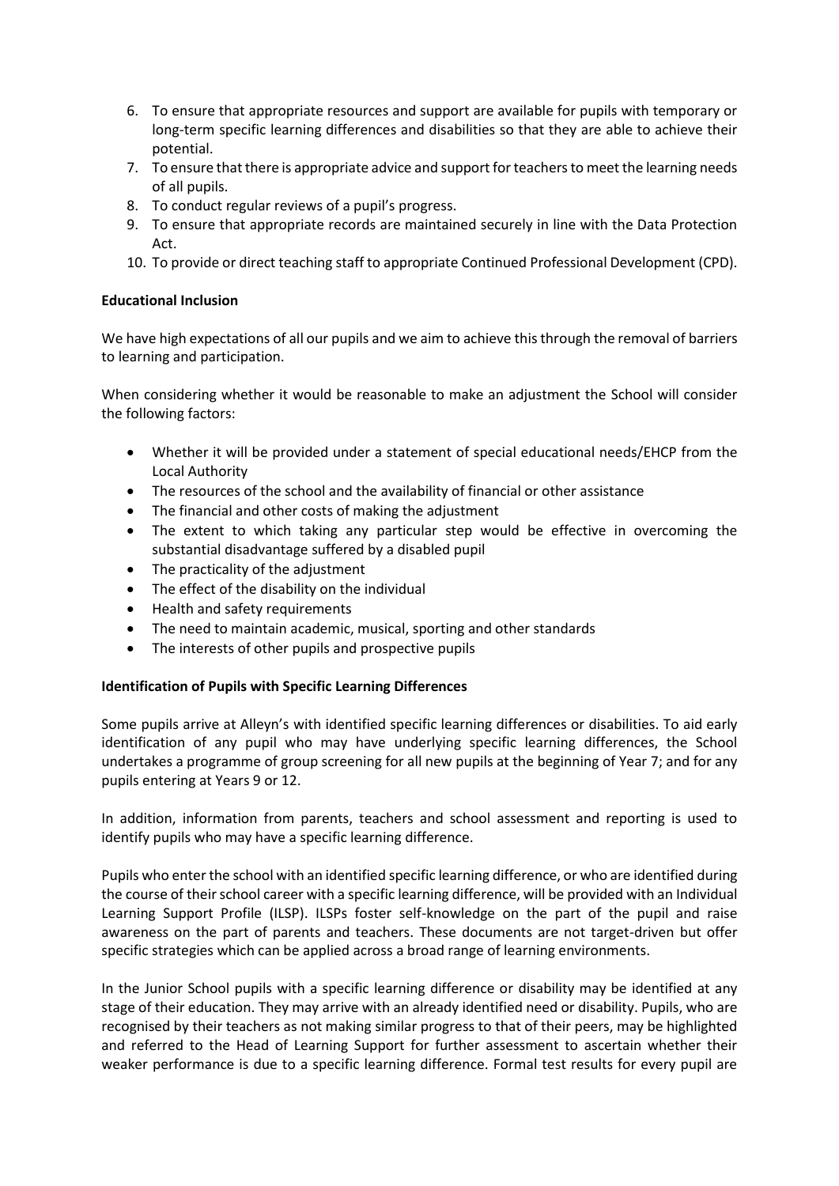6. To ensure that appropriate resources and support are available for pupils with temporary or long-term specific learning differences and disabilities so that they are able to achieve their potential.
7. To ensure that there is appropriate advice and support for teachers to meet the learning needs of all pupils.
8. To conduct regular reviews of a pupil's progress.
9. To ensure that appropriate records are maintained securely in line with the Data Protection Act.
10. To provide or direct teaching staff to appropriate Continued Professional Development (CPD).

**Educational Inclusion**

We have high expectations of all our pupils and we aim to achieve this through the removal of barriers to learning and participation.

When considering whether it would be reasonable to make an adjustment the School will consider the following factors:

- Whether it will be provided under a statement of special educational needs/EHCP from the Local Authority
- The resources of the school and the availability of financial or other assistance
- The financial and other costs of making the adjustment
- The extent to which taking any particular step would be effective in overcoming the substantial disadvantage suffered by a disabled pupil
- The practicality of the adjustment
- The effect of the disability on the individual
- Health and safety requirements
- The need to maintain academic, musical, sporting and other standards
- The interests of other pupils and prospective pupils

**Identification of Pupils with Specific Learning Differences**

Some pupils arrive at Alleyn's with identified specific learning differences or disabilities. To aid early identification of any pupil who may have underlying specific learning differences, the School undertakes a programme of group screening for all new pupils at the beginning of Year 7; and for any pupils entering at Years 9 or 12.

In addition, information from parents, teachers and school assessment and reporting is used to identify pupils who may have a specific learning difference.

Pupils who enter the school with an identified specific learning difference, or who are identified during the course of their school career with a specific learning difference, will be provided with an Individual Learning Support Profile (ILSP). ILSPs foster self-knowledge on the part of the pupil and raise awareness on the part of parents and teachers. These documents are not target-driven but offer specific strategies which can be applied across a broad range of learning environments.

In the Junior School pupils with a specific learning difference or disability may be identified at any stage of their education. They may arrive with an already identified need or disability. Pupils, who are recognised by their teachers as not making similar progress to that of their peers, may be highlighted and referred to the Head of Learning Support for further assessment to ascertain whether their weaker performance is due to a specific learning difference. Formal test results for every pupil are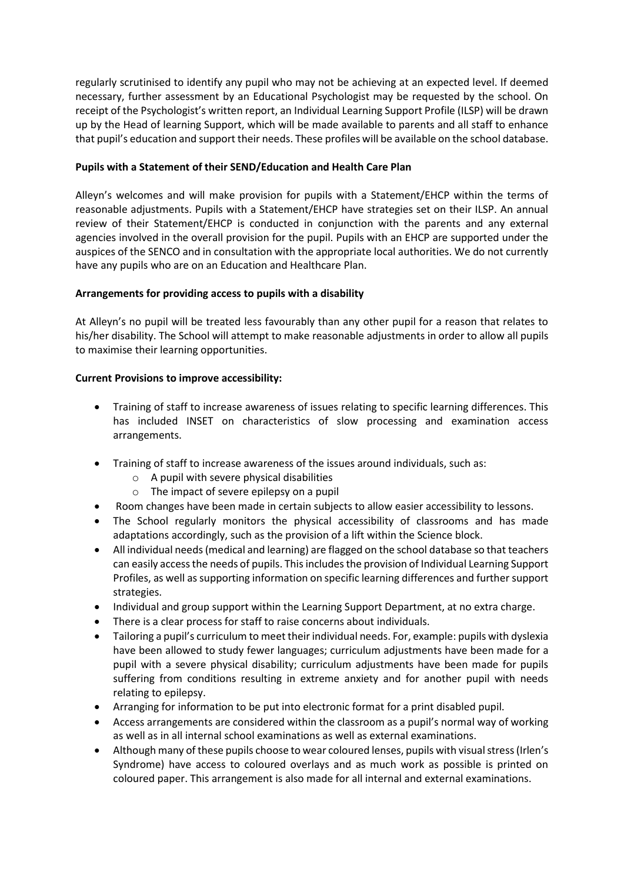regularly scrutinised to identify any pupil who may not be achieving at an expected level. If deemed necessary, further assessment by an Educational Psychologist may be requested by the school. On receipt of the Psychologist's written report, an Individual Learning Support Profile (ILSP) will be drawn up by the Head of learning Support, which will be made available to parents and all staff to enhance that pupil's education and support their needs. These profiles will be available on the school database.

**Pupils with a Statement of their SEND/Education and Health Care Plan**

Alleyn's welcomes and will make provision for pupils with a Statement/EHCP within the terms of reasonable adjustments. Pupils with a Statement/EHCP have strategies set on their ILSP. An annual review of their Statement/EHCP is conducted in conjunction with the parents and any external agencies involved in the overall provision for the pupil. Pupils with an EHCP are supported under the auspices of the SENCO and in consultation with the appropriate local authorities. We do not currently have any pupils who are on an Education and Healthcare Plan.

**Arrangements for providing access to pupils with a disability**

At Alleyn's no pupil will be treated less favourably than any other pupil for a reason that relates to his/her disability. The School will attempt to make reasonable adjustments in order to allow all pupils to maximise their learning opportunities.

**Current Provisions to improve accessibility:**

- Training of staff to increase awareness of issues relating to specific learning differences. This has included INSET on characteristics of slow processing and examination access arrangements.
- Training of staff to increase awareness of the issues around individuals, such as:
  - A pupil with severe physical disabilities
  - The impact of severe epilepsy on a pupil
- Room changes have been made in certain subjects to allow easier accessibility to lessons.
- The School regularly monitors the physical accessibility of classrooms and has made adaptations accordingly, such as the provision of a lift within the Science block.
- All individual needs (medical and learning) are flagged on the school database so that teachers can easily access the needs of pupils. This includes the provision of Individual Learning Support Profiles, as well as supporting information on specific learning differences and further support strategies.
- Individual and group support within the Learning Support Department, at no extra charge.
- There is a clear process for staff to raise concerns about individuals.
- Tailoring a pupil's curriculum to meet their individual needs. For, example: pupils with dyslexia have been allowed to study fewer languages; curriculum adjustments have been made for a pupil with a severe physical disability; curriculum adjustments have been made for pupils suffering from conditions resulting in extreme anxiety and for another pupil with needs relating to epilepsy.
- Arranging for information to be put into electronic format for a print disabled pupil.
- Access arrangements are considered within the classroom as a pupil's normal way of working as well as in all internal school examinations as well as external examinations.
- Although many of these pupils choose to wear coloured lenses, pupils with visual stress (Irlen's Syndrome) have access to coloured overlays and as much work as possible is printed on coloured paper. This arrangement is also made for all internal and external examinations.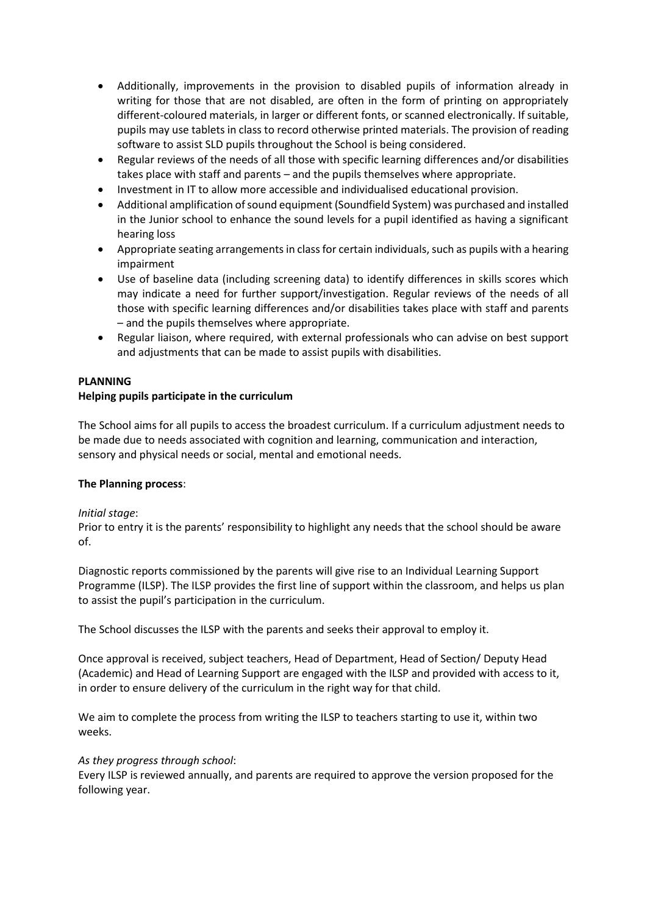- Additionally, improvements in the provision to disabled pupils of information already in writing for those that are not disabled, are often in the form of printing on appropriately different-coloured materials, in larger or different fonts, or scanned electronically. If suitable, pupils may use tablets in class to record otherwise printed materials. The provision of reading software to assist SLD pupils throughout the School is being considered.
- Regular reviews of the needs of all those with specific learning differences and/or disabilities takes place with staff and parents – and the pupils themselves where appropriate.
- Investment in IT to allow more accessible and individualised educational provision.
- Additional amplification of sound equipment (Soundfield System) was purchased and installed in the Junior school to enhance the sound levels for a pupil identified as having a significant hearing loss
- Appropriate seating arrangements in class for certain individuals, such as pupils with a hearing impairment
- Use of baseline data (including screening data) to identify differences in skills scores which may indicate a need for further support/investigation. Regular reviews of the needs of all those with specific learning differences and/or disabilities takes place with staff and parents – and the pupils themselves where appropriate.
- Regular liaison, where required, with external professionals who can advise on best support and adjustments that can be made to assist pupils with disabilities.

**PLANNING**
**Helping pupils participate in the curriculum**

The School aims for all pupils to access the broadest curriculum. If a curriculum adjustment needs to be made due to needs associated with cognition and learning, communication and interaction, sensory and physical needs or social, mental and emotional needs.

**The Planning process**:

*Initial stage*:
Prior to entry it is the parents' responsibility to highlight any needs that the school should be aware of.

Diagnostic reports commissioned by the parents will give rise to an Individual Learning Support Programme (ILSP). The ILSP provides the first line of support within the classroom, and helps us plan to assist the pupil's participation in the curriculum.

The School discusses the ILSP with the parents and seeks their approval to employ it.

Once approval is received, subject teachers, Head of Department, Head of Section/ Deputy Head (Academic) and Head of Learning Support are engaged with the ILSP and provided with access to it, in order to ensure delivery of the curriculum in the right way for that child.

We aim to complete the process from writing the ILSP to teachers starting to use it, within two weeks.

*As they progress through school*:
Every ILSP is reviewed annually, and parents are required to approve the version proposed for the following year.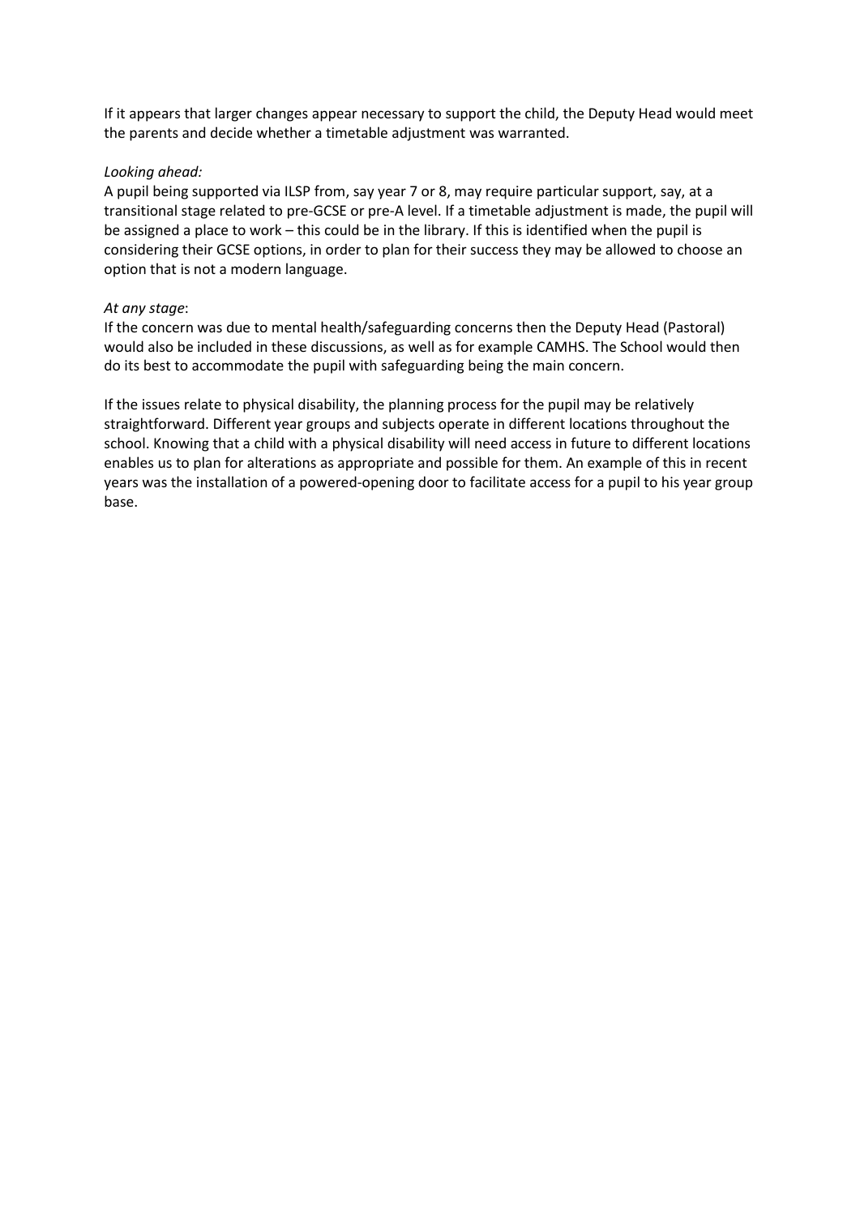If it appears that larger changes appear necessary to support the child, the Deputy Head would meet the parents and decide whether a timetable adjustment was warranted.

*Looking ahead:*
A pupil being supported via ILSP from, say year 7 or 8, may require particular support, say, at a transitional stage related to pre-GCSE or pre-A level. If a timetable adjustment is made, the pupil will be assigned a place to work – this could be in the library. If this is identified when the pupil is considering their GCSE options, in order to plan for their success they may be allowed to choose an option that is not a modern language.

*At any stage*:
If the concern was due to mental health/safeguarding concerns then the Deputy Head (Pastoral) would also be included in these discussions, as well as for example CAMHS. The School would then do its best to accommodate the pupil with safeguarding being the main concern.

If the issues relate to physical disability, the planning process for the pupil may be relatively straightforward. Different year groups and subjects operate in different locations throughout the school. Knowing that a child with a physical disability will need access in future to different locations enables us to plan for alterations as appropriate and possible for them. An example of this in recent years was the installation of a powered-opening door to facilitate access for a pupil to his year group base.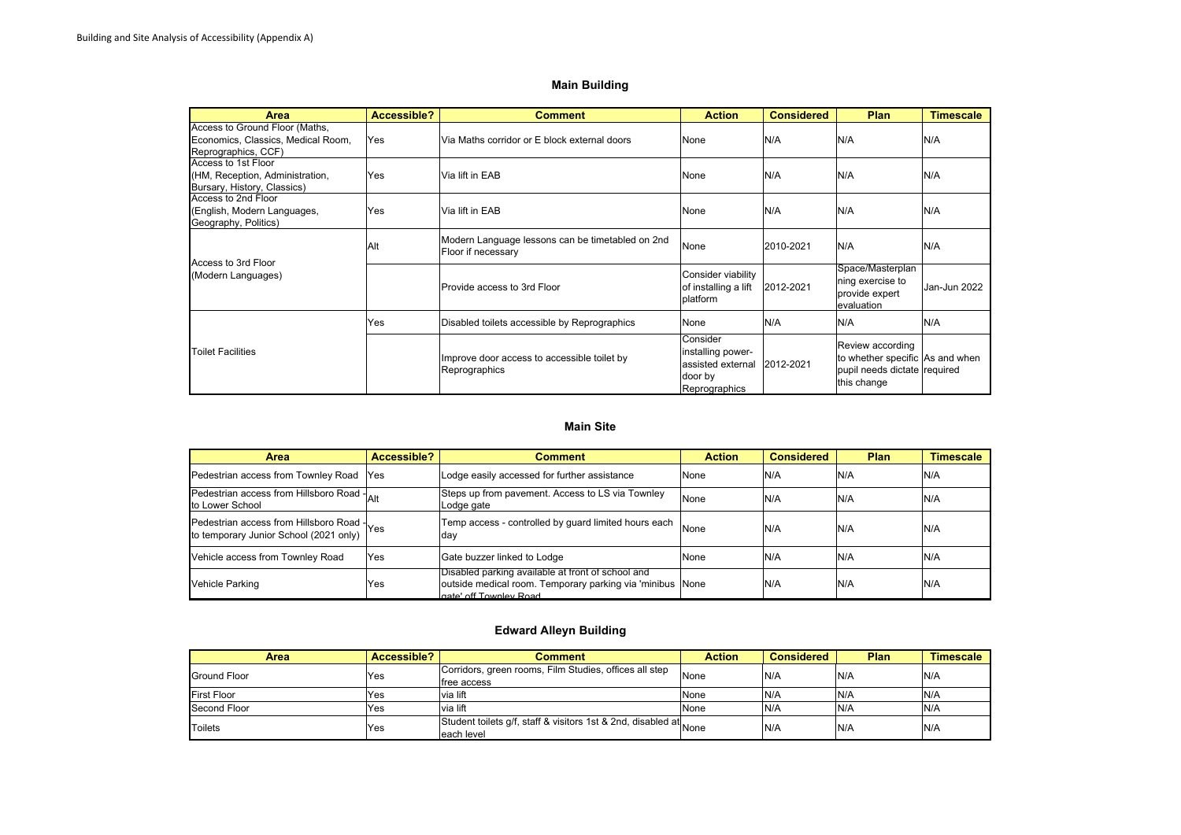Building and Site Analysis of Accessibility (Appendix A)

## Main Building

| Area | Accessible? | Comment | Action | Considered | Plan | Timescale |
|---|---|---|---|---|---|---|
| Access to Ground Floor (Maths, Economics, Classics, Medical Room, Reprographics, CCF) | Yes | Via Maths corridor or E block external doors | None | N/A | N/A | N/A |
| Access to 1st Floor (HM, Reception, Administration, Bursary, History, Classics) | Yes | Via lift in EAB | None | N/A | N/A | N/A |
| Access to 2nd Floor (English, Modern Languages, Geography, Politics) | Yes | Via lift in EAB | None | N/A | N/A | N/A |
| Access to 3rd Floor (Modern Languages) | Alt | Modern Language lessons can be timetabled on 2nd Floor if necessary | None | 2010-2021 | N/A | N/A |
| | | Provide access to 3rd Floor | Consider viability of installing a lift platform | 2012-2021 | Space/Masterplanning exercise to provide expert evaluation | Jan-Jun 2022 |
| Toilet Facilities | Yes | Disabled toilets accessible by Reprographics | None | N/A | N/A | N/A |
| | | Improve door access to accessible toilet by Reprographics | Consider installing power-assisted external door by Reprographics | 2012-2021 | Review according to whether specific pupil needs dictate this change | As and when required |

## Main Site

| Area | Accessible? | Comment | Action | Considered | Plan | Timescale |
|---|---|---|---|---|---|---|
| Pedestrian access from Townley Road | Yes | Lodge easily accessed for further assistance | None | N/A | N/A | N/A |
| Pedestrian access from Hillsboro Road - to Lower School | Alt | Steps up from pavement. Access to LS via Townley Lodge gate | None | N/A | N/A | N/A |
| Pedestrian access from Hillsboro Road - to temporary Junior School (2021 only) | Yes | Temp access - controlled by guard limited hours each day | None | N/A | N/A | N/A |
| Vehicle access from Townley Road | Yes | Gate buzzer linked to Lodge | None | N/A | N/A | N/A |
| Vehicle Parking | Yes | Disabled parking available at front of school and outside medical room. Temporary parking via 'minibus gate' off Townley Road | None | N/A | N/A | N/A |

## Edward Alleyn Building

| Area | Accessible? | Comment | Action | Considered | Plan | Timescale |
|---|---|---|---|---|---|---|
| Ground Floor | Yes | Corridors, green rooms, Film Studies, offices all step free access | None | N/A | N/A | N/A |
| First Floor | Yes | via lift | None | N/A | N/A | N/A |
| Second Floor | Yes | via lift | None | N/A | N/A | N/A |
| Toilets | Yes | Student toilets g/f, staff & visitors 1st & 2nd, disabled at each level | None | N/A | N/A | N/A |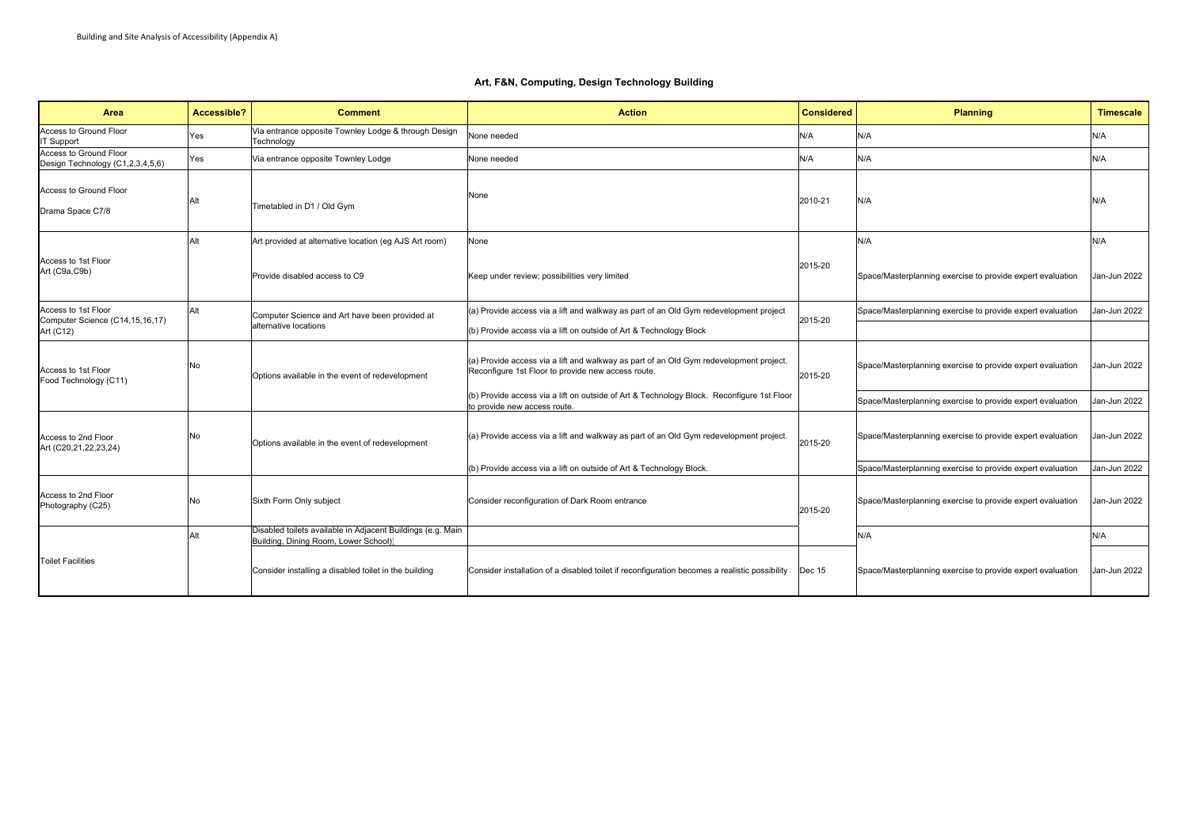Building and Site Analysis of Accessibility (Appendix A)

## Art, F&N, Computing, Design Technology Building

| Area | Accessible? | Comment | Action | Considered | Planning | Timescale |
|---|---|---|---|---|---|---|
| Access to Ground Floor IT Support | Yes | Via entrance opposite Townley Lodge & through Design Technology | None needed | N/A | N/A | N/A |
| Access to Ground Floor Design Technology (C1,2,3,4,5,6) | Yes | Via entrance opposite Townley Lodge | None needed | N/A | N/A | N/A |
| Access to Ground Floor Drama Space C7/8 | Alt | Timetabled in D1 / Old Gym | None | 2010-21 | N/A | N/A |
| Access to 1st Floor Art (C9a,C9b) | Alt | Art provided at alternative location (eg AJS Art room) | None | 2015-20 | N/A | N/A |
| | | Provide disabled access to C9 | Keep under review; possibilities very limited | | Space/Masterplanning exercise to provide expert evaluation | Jan-Jun 2022 |
| Access to 1st Floor Computer Science (C14,15,16,17) Art (C12) | Alt | Computer Science and Art have been provided at alternative locations | (a) Provide access via a lift and walkway as part of an Old Gym redevelopment project | 2015-20 | Space/Masterplanning exercise to provide expert evaluation | Jan-Jun 2022 |
| | | | (b) Provide access via a lift on outside of Art & Technology Block | | | |
| Access to 1st Floor Food Technology (C11) | No | Options available in the event of redevelopment | (a) Provide access via a lift and walkway as part of an Old Gym redevelopment project. Reconfigure 1st Floor to provide new access route. | 2015-20 | Space/Masterplanning exercise to provide expert evaluation | Jan-Jun 2022 |
| | | | (b) Provide access via a lift on outside of Art & Technology Block. Reconfigure 1st Floor to provide new access route. | | Space/Masterplanning exercise to provide expert evaluation | Jan-Jun 2022 |
| Access to 2nd Floor Art (C20,21,22,23,24) | No | Options available in the event of redevelopment | (a) Provide access via a lift and walkway as part of an Old Gym redevelopment project. | 2015-20 | Space/Masterplanning exercise to provide expert evaluation | Jan-Jun 2022 |
| | | | (b) Provide access via a lift on outside of Art & Technology Block. | | Space/Masterplanning exercise to provide expert evaluation | Jan-Jun 2022 |
| Access to 2nd Floor Photography (C25) | No | Sixth Form Only subject | Consider reconfiguration of Dark Room entrance | 2015-20 | Space/Masterplanning exercise to provide expert evaluation | Jan-Jun 2022 |
| Toilet Facilities | Alt | Disabled toilets available in Adjacent Buildings (e.g. Main Building, Dining Room, Lower School)) | | | N/A | N/A |
| | | Consider installing a disabled toilet in the building | Consider installation of a disabled toilet if reconfiguration becomes a realistic possibility | Dec 15 | Space/Masterplanning exercise to provide expert evaluation | Jan-Jun 2022 |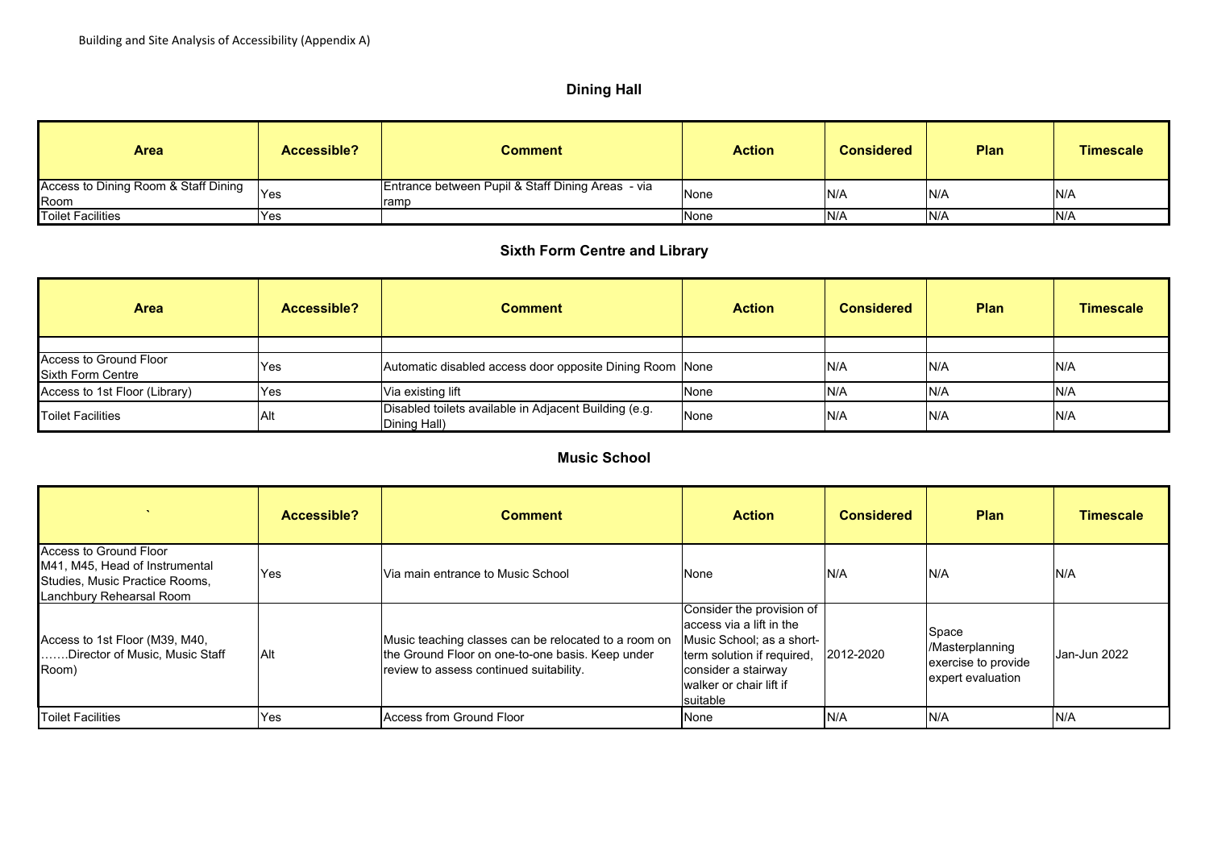Building and Site Analysis of Accessibility (Appendix A)

## Dining Hall

| Area | Accessible? | Comment | Action | Considered | Plan | Timescale |
|---|---|---|---|---|---|---|
| Access to Dining Room & Staff Dining Room | Yes | Entrance between Pupil & Staff Dining Areas - via ramp | None | N/A | N/A | N/A |
| Toilet Facilities | Yes | | None | N/A | N/A | N/A |

## Sixth Form Centre and Library

| Area | Accessible? | Comment | Action | Considered | Plan | Timescale |
|---|---|---|---|---|---|---|
| | | | | | | |
| Access to Ground Floor Sixth Form Centre | Yes | Automatic disabled access door opposite Dining Room | None | N/A | N/A | N/A |
| Access to 1st Floor (Library) | Yes | Via existing lift | None | N/A | N/A | N/A |
| Toilet Facilities | Alt | Disabled toilets available in Adjacent Building (e.g. Dining Hall) | None | N/A | N/A | N/A |

## Music School

| ` | Accessible? | Comment | Action | Considered | Plan | Timescale |
|---|---|---|---|---|---|---|
| Access to Ground Floor M41, M45, Head of Instrumental Studies, Music Practice Rooms, Lanchbury Rehearsal Room | Yes | Via main entrance to Music School | None | N/A | N/A | N/A |
| Access to 1st Floor (M39, M40, …….Director of Music, Music Staff Room) | Alt | Music teaching classes can be relocated to a room on the Ground Floor on one-to-one basis. Keep under review to assess continued suitability. | Consider the provision of access via a lift in the Music School; as a short-term solution if required, consider a stairway walker or chair lift if suitable | 2012-2020 | Space /Masterplanning exercise to provide expert evaluation | Jan-Jun 2022 |
| Toilet Facilities | Yes | Access from Ground Floor | None | N/A | N/A | N/A |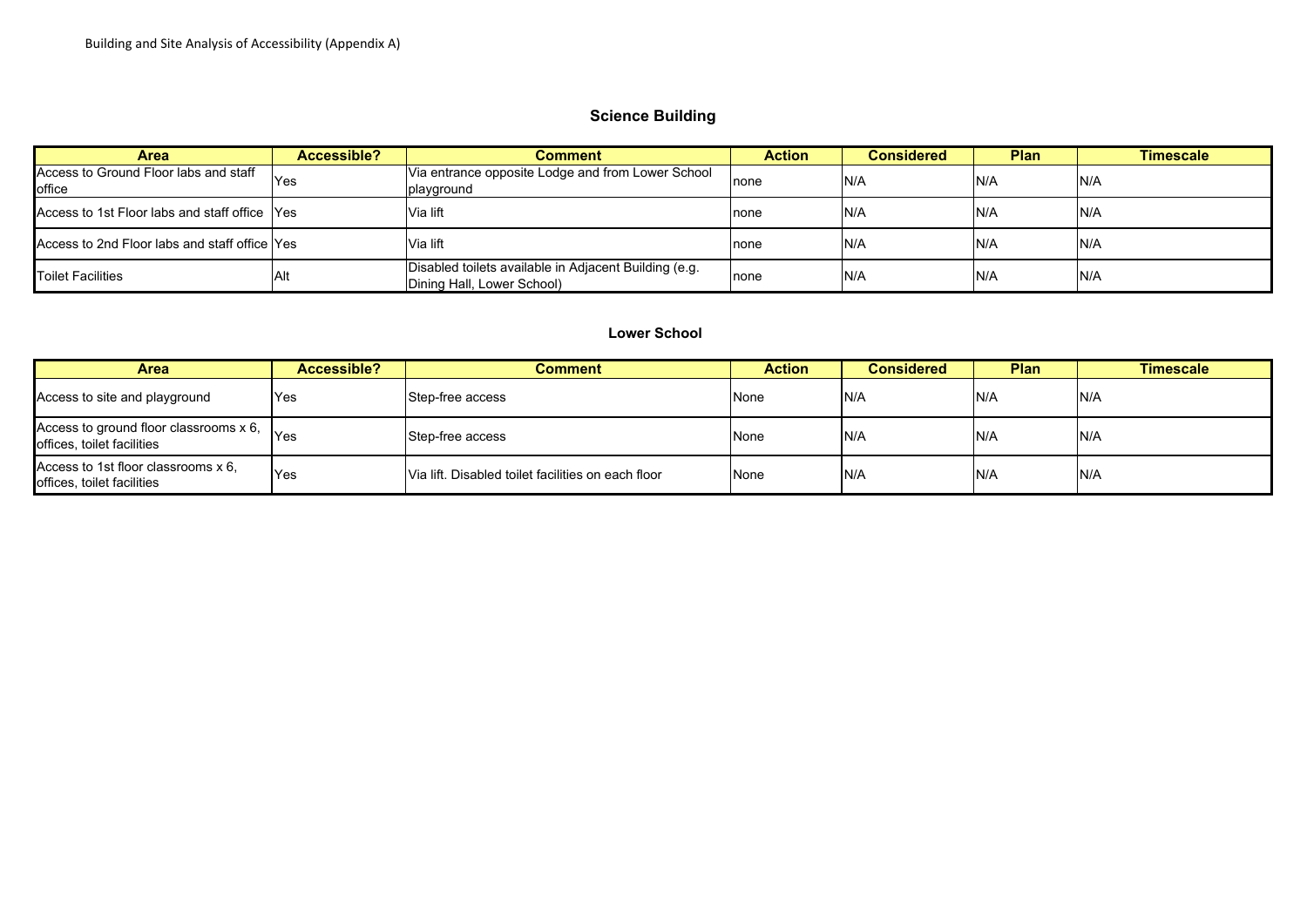## Science Building

| Area | Accessible? | Comment | Action | Considered | Plan | Timescale |
| --- | --- | --- | --- | --- | --- | --- |
| Access to Ground Floor labs and staff office | Yes | Via entrance opposite Lodge and from Lower School playground | none | N/A | N/A | N/A |
| Access to 1st Floor labs and staff office | Yes | Via lift | none | N/A | N/A | N/A |
| Access to 2nd Floor labs and staff office | Yes | Via lift | none | N/A | N/A | N/A |
| Toilet Facilities | Alt | Disabled toilets available in Adjacent Building (e.g. Dining Hall, Lower School) | none | N/A | N/A | N/A |

## Lower School

| Area | Accessible? | Comment | Action | Considered | Plan | Timescale |
| --- | --- | --- | --- | --- | --- | --- |
| Access to site and playground | Yes | Step-free access | None | N/A | N/A | N/A |
| Access to ground floor classrooms x 6, offices, toilet facilities | Yes | Step-free access | None | N/A | N/A | N/A |
| Access to 1st floor classrooms x 6, offices, toilet facilities | Yes | Via lift. Disabled toilet facilities on each floor | None | N/A | N/A | N/A |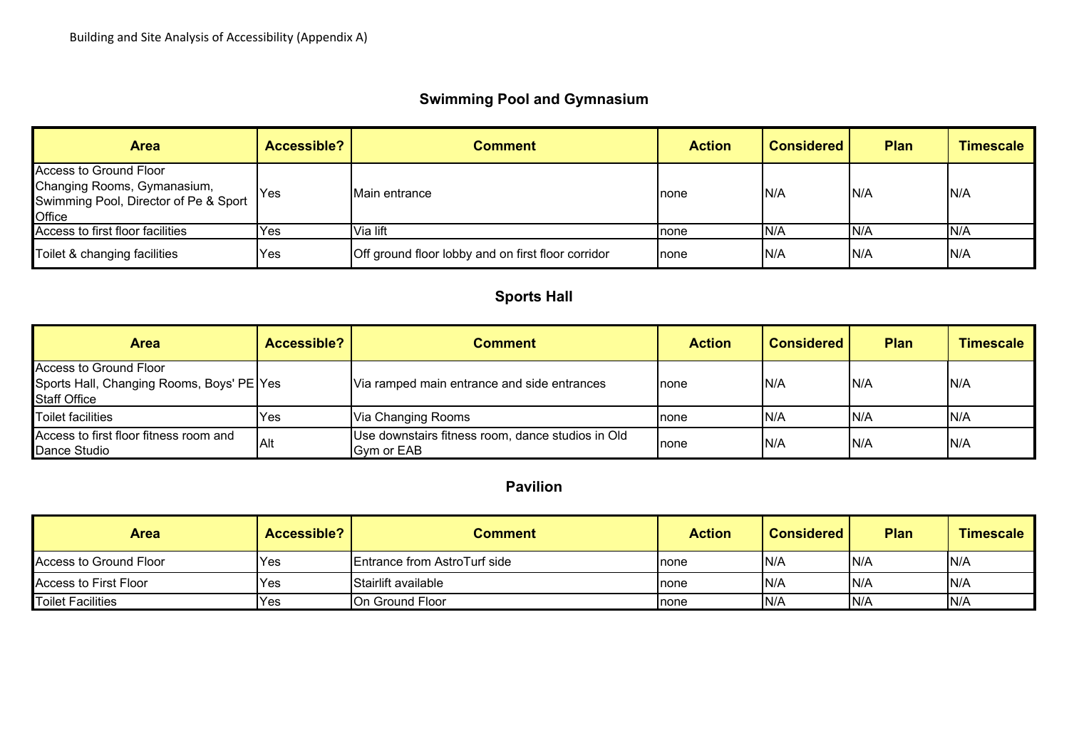Building and Site Analysis of Accessibility (Appendix A)

## Swimming Pool and Gymnasium

| Area | Accessible? | Comment | Action | Considered | Plan | Timescale |
|---|---|---|---|---|---|---|
| Access to Ground Floor Changing Rooms, Gymanasium, Swimming Pool, Director of Pe & Sport Office | Yes | Main entrance | none | N/A | N/A | N/A |
| Access to first floor facilities | Yes | Via lift | none | N/A | N/A | N/A |
| Toilet & changing facilities | Yes | Off ground floor lobby and on first floor corridor | none | N/A | N/A | N/A |

## Sports Hall

| Area | Accessible? | Comment | Action | Considered | Plan | Timescale |
|---|---|---|---|---|---|---|
| Access to Ground Floor Sports Hall, Changing Rooms, Boys' PE Staff Office | Yes | Via ramped main entrance and side entrances | none | N/A | N/A | N/A |
| Toilet facilities | Yes | Via Changing Rooms | none | N/A | N/A | N/A |
| Access to first floor fitness room and Dance Studio | Alt | Use downstairs fitness room, dance studios in Old Gym or EAB | none | N/A | N/A | N/A |

## Pavilion

| Area | Accessible? | Comment | Action | Considered | Plan | Timescale |
|---|---|---|---|---|---|---|
| Access to Ground Floor | Yes | Entrance from AstroTurf side | none | N/A | N/A | N/A |
| Access to First Floor | Yes | Stairlift available | none | N/A | N/A | N/A |
| Toilet Facilities | Yes | On Ground Floor | none | N/A | N/A | N/A |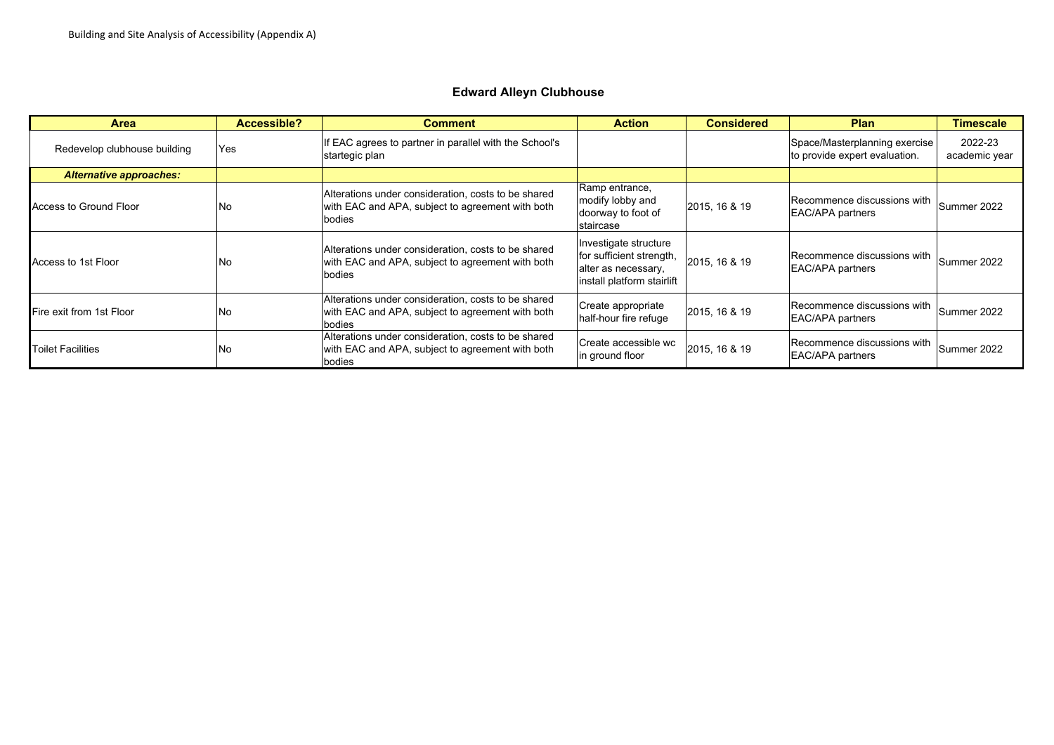Building and Site Analysis of Accessibility (Appendix A)

## Edward Alleyn Clubhouse

| Area | Accessible? | Comment | Action | Considered | Plan | Timescale |
|---|---|---|---|---|---|---|
| Redevelop clubhouse building | Yes | If EAC agrees to partner in parallel with the School's startegic plan | | | Space/Masterplanning exercise to provide expert evaluation. | 2022-23 academic year |
| ***Alternative approaches:*** | | | | | | |
| Access to Ground Floor | No | Alterations under consideration, costs to be shared with EAC and APA, subject to agreement with both bodies | Ramp entrance, modify lobby and doorway to foot of staircase | 2015, 16 & 19 | Recommence discussions with EAC/APA partners | Summer 2022 |
| Access to 1st Floor | No | Alterations under consideration, costs to be shared with EAC and APA, subject to agreement with both bodies | Investigate structure for sufficient strength, alter as necessary, install platform stairlift | 2015, 16 & 19 | Recommence discussions with EAC/APA partners | Summer 2022 |
| Fire exit from 1st Floor | No | Alterations under consideration, costs to be shared with EAC and APA, subject to agreement with both bodies | Create appropriate half-hour fire refuge | 2015, 16 & 19 | Recommence discussions with EAC/APA partners | Summer 2022 |
| Toilet Facilities | No | Alterations under consideration, costs to be shared with EAC and APA, subject to agreement with both bodies | Create accessible wc in ground floor | 2015, 16 & 19 | Recommence discussions with EAC/APA partners | Summer 2022 |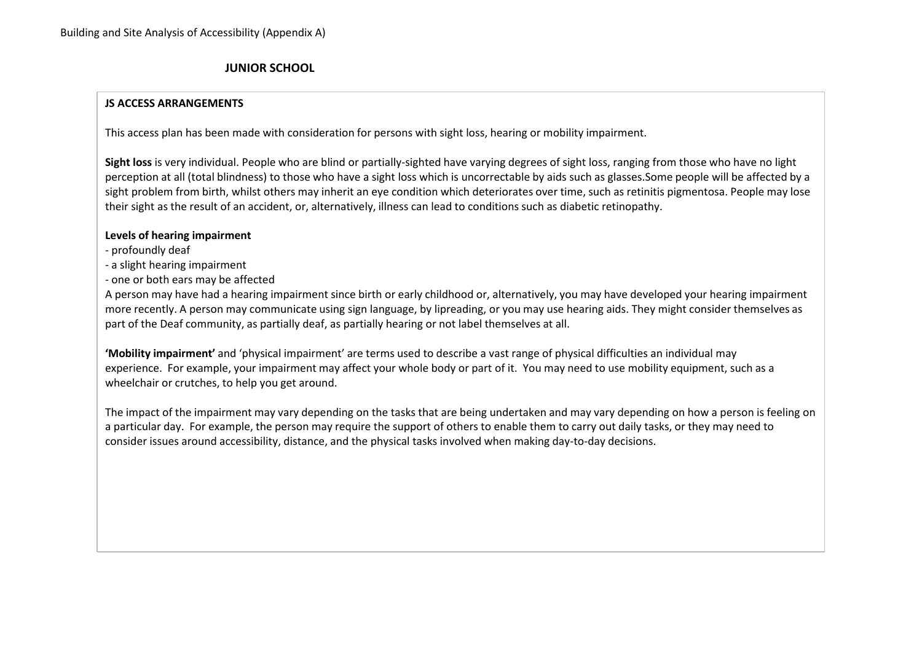# JUNIOR SCHOOL

## JS ACCESS ARRANGEMENTS

This access plan has been made with consideration for persons with sight loss, hearing or mobility impairment.

**Sight loss** is very individual. People who are blind or partially-sighted have varying degrees of sight loss, ranging from those who have no light perception at all (total blindness) to those who have a sight loss which is uncorrectable by aids such as glasses.Some people will be affected by a sight problem from birth, whilst others may inherit an eye condition which deteriorates over time, such as retinitis pigmentosa. People may lose their sight as the result of an accident, or, alternatively, illness can lead to conditions such as diabetic retinopathy.

**Levels of hearing impairment**

- profoundly deaf
- a slight hearing impairment
- one or both ears may be affected

A person may have had a hearing impairment since birth or early childhood or, alternatively, you may have developed your hearing impairment more recently. A person may communicate using sign language, by lipreading, or you may use hearing aids. They might consider themselves as part of the Deaf community, as partially deaf, as partially hearing or not label themselves at all.

**'Mobility impairment'** and 'physical impairment' are terms used to describe a vast range of physical difficulties an individual may experience. For example, your impairment may affect your whole body or part of it. You may need to use mobility equipment, such as a wheelchair or crutches, to help you get around.

The impact of the impairment may vary depending on the tasks that are being undertaken and may vary depending on how a person is feeling on a particular day. For example, the person may require the support of others to enable them to carry out daily tasks, or they may need to consider issues around accessibility, distance, and the physical tasks involved when making day-to-day decisions.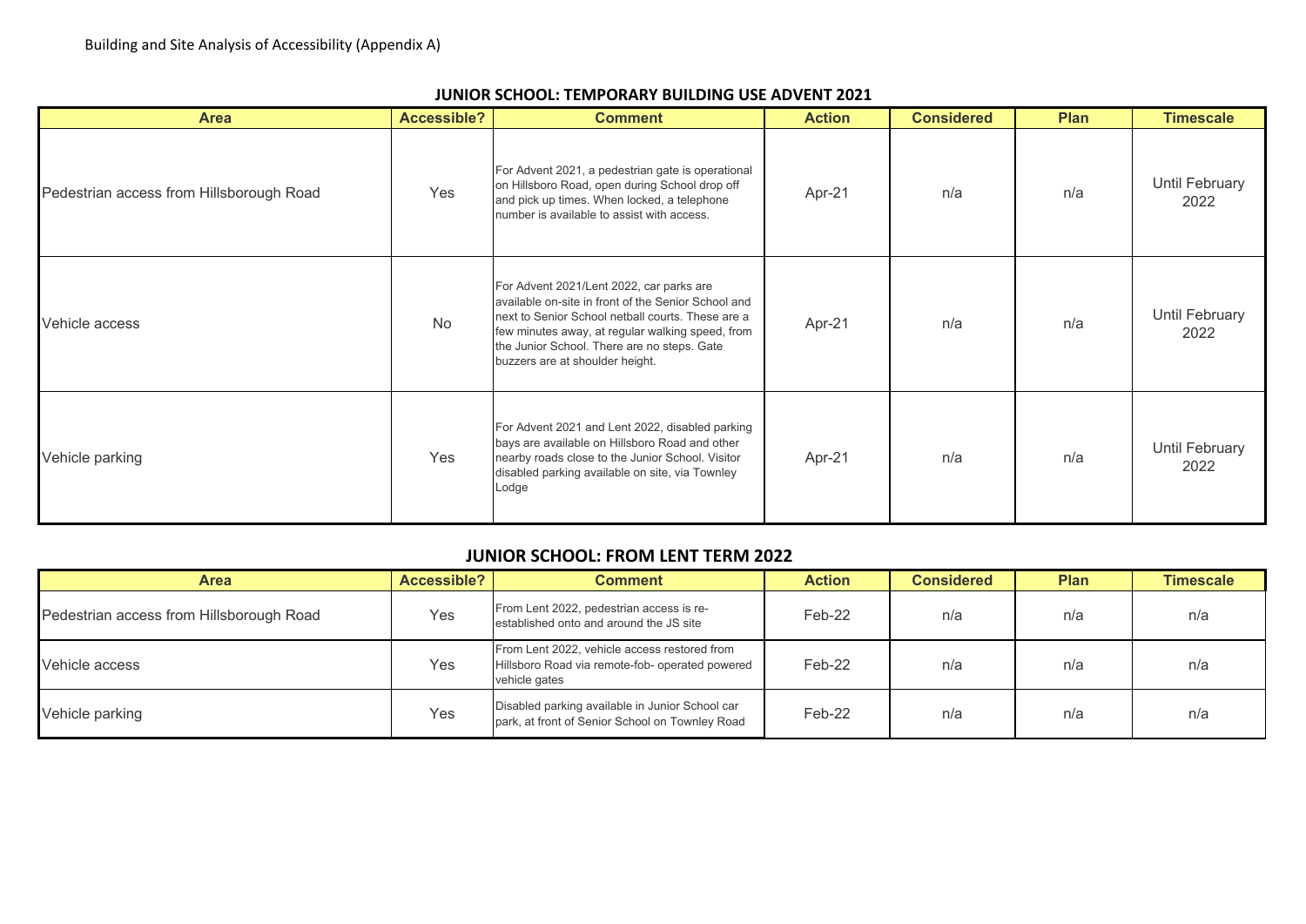Building and Site Analysis of Accessibility (Appendix A)

## JUNIOR SCHOOL: TEMPORARY BUILDING USE ADVENT 2021

| Area | Accessible? | Comment | Action | Considered | Plan | Timescale |
|---|---|---|---|---|---|---|
| Pedestrian access from Hillsborough Road | Yes | For Advent 2021, a pedestrian gate is operational on Hillsboro Road, open during School drop off and pick up times. When locked, a telephone number is available to assist with access. | Apr-21 | n/a | n/a | Until February 2022 |
| Vehicle access | No | For Advent 2021/Lent 2022, car parks are available on-site in front of the Senior School and next to Senior School netball courts. These are a few minutes away, at regular walking speed, from the Junior School. There are no steps. Gate buzzers are at shoulder height. | Apr-21 | n/a | n/a | Until February 2022 |
| Vehicle parking | Yes | For Advent 2021 and Lent 2022, disabled parking bays are available on Hillsboro Road and other nearby roads close to the Junior School. Visitor disabled parking available on site, via Townley Lodge | Apr-21 | n/a | n/a | Until February 2022 |

## JUNIOR SCHOOL: FROM LENT TERM 2022

| Area | Accessible? | Comment | Action | Considered | Plan | Timescale |
|---|---|---|---|---|---|---|
| Pedestrian access from Hillsborough Road | Yes | From Lent 2022, pedestrian access is re-established onto and around the JS site | Feb-22 | n/a | n/a | n/a |
| Vehicle access | Yes | From Lent 2022, vehicle access restored from Hillsboro Road via remote-fob- operated powered vehicle gates | Feb-22 | n/a | n/a | n/a |
| Vehicle parking | Yes | Disabled parking available in Junior School car park, at front of Senior School on Townley Road | Feb-22 | n/a | n/a | n/a |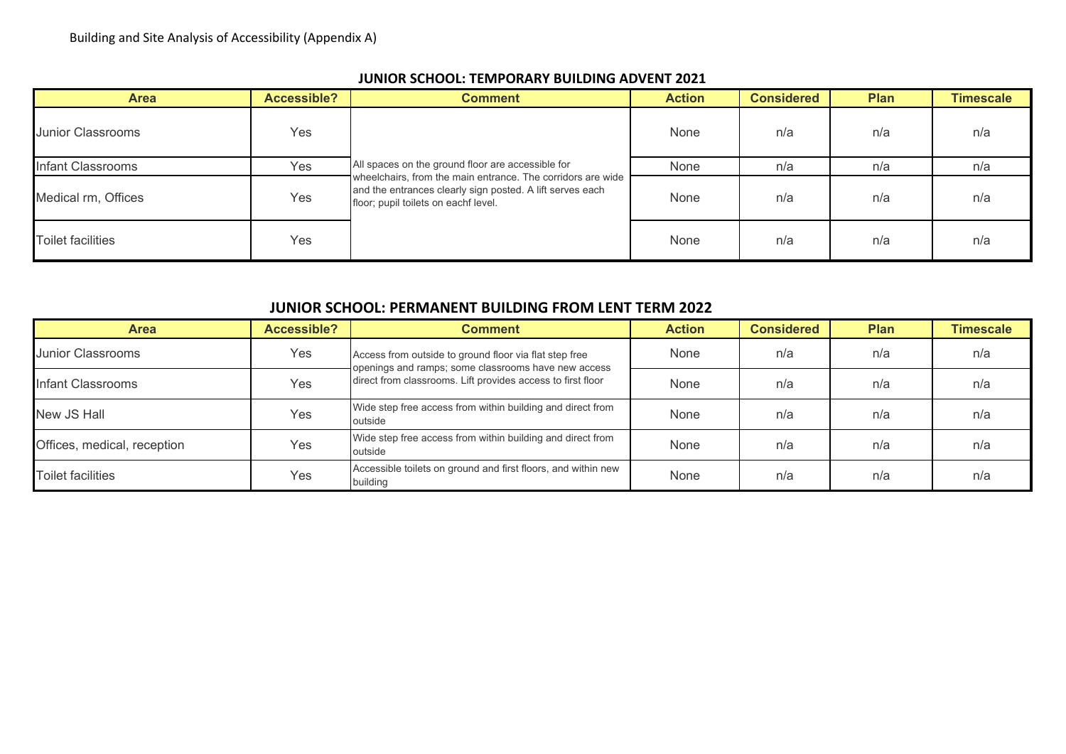Building and Site Analysis of Accessibility (Appendix A)

## JUNIOR SCHOOL: TEMPORARY BUILDING ADVENT 2021

| Area | Accessible? | Comment | Action | Considered | Plan | Timescale |
|---|---|---|---|---|---|---|
| Junior Classrooms | Yes | All spaces on the ground floor are accessible for wheelchairs, from the main entrance. The corridors are wide and the entrances clearly sign posted. A lift serves each floor; pupil toilets on eachf level. | None | n/a | n/a | n/a |
| Infant Classrooms | Yes | | None | n/a | n/a | n/a |
| Medical rm, Offices | Yes | | None | n/a | n/a | n/a |
| Toilet facilities | Yes | | None | n/a | n/a | n/a |

## JUNIOR SCHOOL: PERMANENT BUILDING FROM LENT TERM 2022

| Area | Accessible? | Comment | Action | Considered | Plan | Timescale |
|---|---|---|---|---|---|---|
| Junior Classrooms | Yes | Access from outside to ground floor via flat step free openings and ramps; some classrooms have new access direct from classrooms. Lift provides access to first floor | None | n/a | n/a | n/a |
| Infant Classrooms | Yes | | None | n/a | n/a | n/a |
| New JS Hall | Yes | Wide step free access from within building and direct from outside | None | n/a | n/a | n/a |
| Offices, medical, reception | Yes | Wide step free access from within building and direct from outside | None | n/a | n/a | n/a |
| Toilet facilities | Yes | Accessible toilets on ground and first floors, and within new building | None | n/a | n/a | n/a |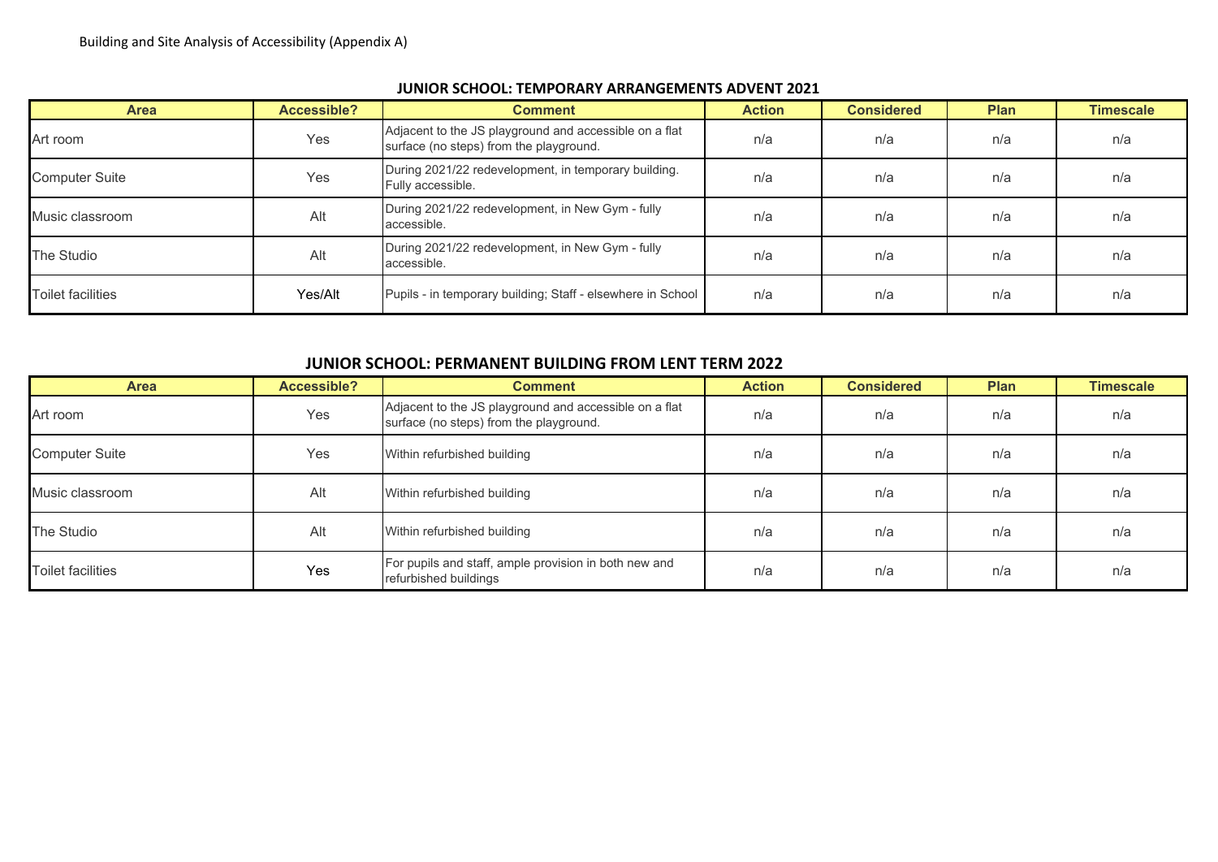Building and Site Analysis of Accessibility (Appendix A)

## JUNIOR SCHOOL: TEMPORARY ARRANGEMENTS ADVENT 2021

| Area | Accessible? | Comment | Action | Considered | Plan | Timescale |
|---|---|---|---|---|---|---|
| Art room | Yes | Adjacent to the JS playground and accessible on a flat surface (no steps) from the playground. | n/a | n/a | n/a | n/a |
| Computer Suite | Yes | During 2021/22 redevelopment, in temporary building. Fully accessible. | n/a | n/a | n/a | n/a |
| Music classroom | Alt | During 2021/22 redevelopment, in New Gym - fully accessible. | n/a | n/a | n/a | n/a |
| The Studio | Alt | During 2021/22 redevelopment, in New Gym - fully accessible. | n/a | n/a | n/a | n/a |
| Toilet facilities | Yes/Alt | Pupils - in temporary building; Staff - elsewhere in School | n/a | n/a | n/a | n/a |

## JUNIOR SCHOOL: PERMANENT BUILDING FROM LENT TERM 2022

| Area | Accessible? | Comment | Action | Considered | Plan | Timescale |
|---|---|---|---|---|---|---|
| Art room | Yes | Adjacent to the JS playground and accessible on a flat surface (no steps) from the playground. | n/a | n/a | n/a | n/a |
| Computer Suite | Yes | Within refurbished building | n/a | n/a | n/a | n/a |
| Music classroom | Alt | Within refurbished building | n/a | n/a | n/a | n/a |
| The Studio | Alt | Within refurbished building | n/a | n/a | n/a | n/a |
| Toilet facilities | Yes | For pupils and staff, ample provision in both new and refurbished buildings | n/a | n/a | n/a | n/a |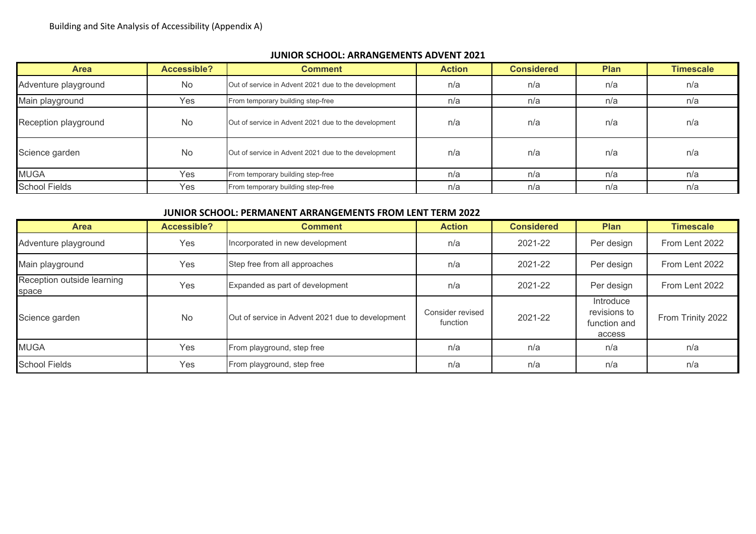Building and Site Analysis of Accessibility (Appendix A)

## JUNIOR SCHOOL: ARRANGEMENTS ADVENT 2021

| Area | Accessible? | Comment | Action | Considered | Plan | Timescale |
|---|---|---|---|---|---|---|
| Adventure playground | No | Out of service in Advent 2021 due to the development | n/a | n/a | n/a | n/a |
| Main playground | Yes | From temporary building step-free | n/a | n/a | n/a | n/a |
| Reception playground | No | Out of service in Advent 2021 due to the development | n/a | n/a | n/a | n/a |
| Science garden | No | Out of service in Advent 2021 due to the development | n/a | n/a | n/a | n/a |
| MUGA | Yes | From temporary building step-free | n/a | n/a | n/a | n/a |
| School Fields | Yes | From temporary building step-free | n/a | n/a | n/a | n/a |

## JUNIOR SCHOOL: PERMANENT ARRANGEMENTS FROM LENT TERM 2022

| Area | Accessible? | Comment | Action | Considered | Plan | Timescale |
|---|---|---|---|---|---|---|
| Adventure playground | Yes | Incorporated in new development | n/a | 2021-22 | Per design | From Lent 2022 |
| Main playground | Yes | Step free from all approaches | n/a | 2021-22 | Per design | From Lent 2022 |
| Reception outside learning space | Yes | Expanded as part of development | n/a | 2021-22 | Per design | From Lent 2022 |
| Science garden | No | Out of service in Advent 2021 due to development | Consider revised function | 2021-22 | Introduce revisions to function and access | From Trinity 2022 |
| MUGA | Yes | From playground, step free | n/a | n/a | n/a | n/a |
| School Fields | Yes | From playground, step free | n/a | n/a | n/a | n/a |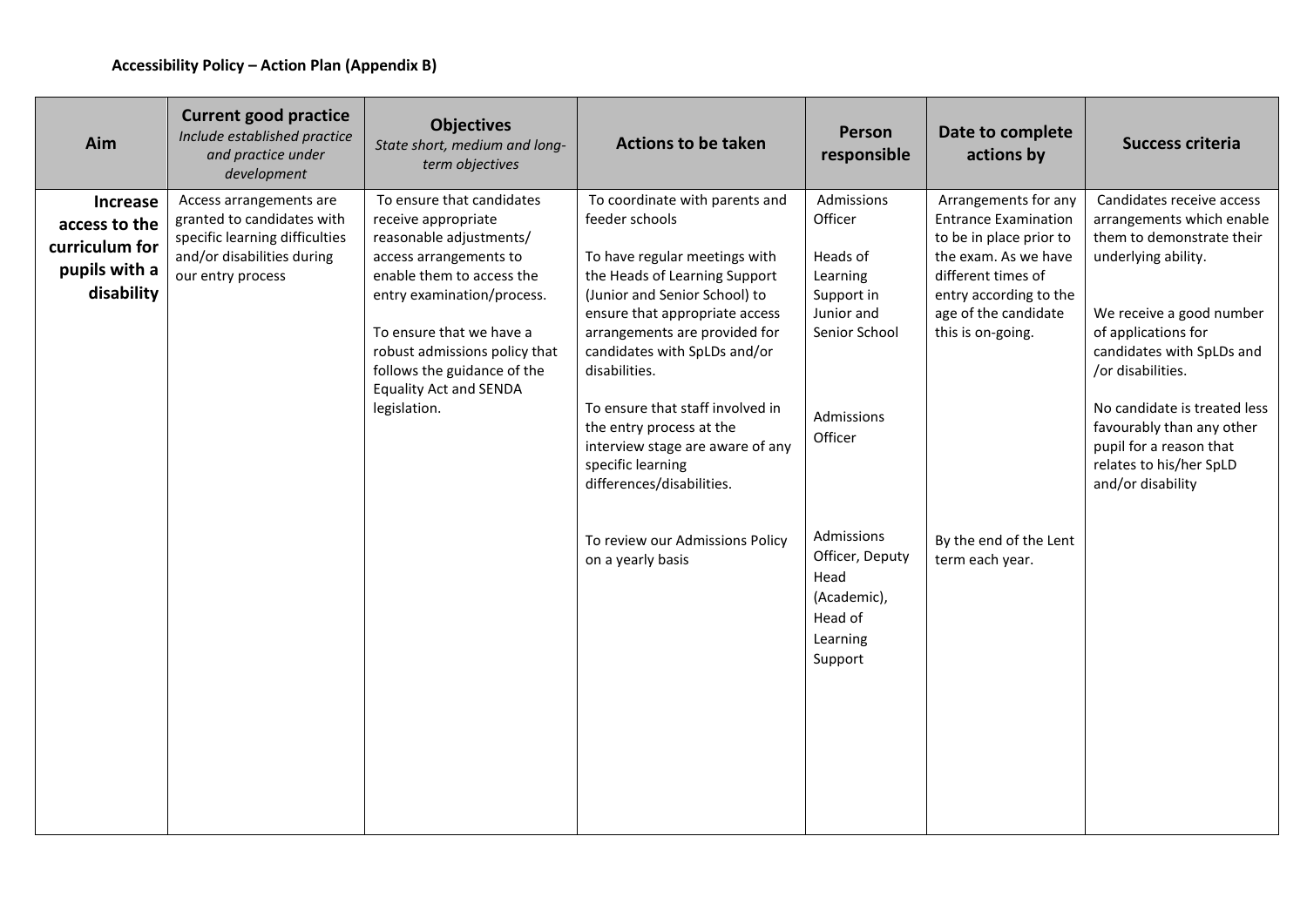**Accessibility Policy – Action Plan (Appendix B)**

| Aim | Current good practice<br>*Include established practice and practice under development* | Objectives<br>*State short, medium and long-term objectives* | Actions to be taken | Person responsible | Date to complete actions by | Success criteria |
|---|---|---|---|---|---|---|
| **Increase access to the curriculum for pupils with a disability** | Access arrangements are granted to candidates with specific learning difficulties and/or disabilities during our entry process | To ensure that candidates receive appropriate reasonable adjustments/ access arrangements to enable them to access the entry examination/process.<br><br>To ensure that we have a robust admissions policy that follows the guidance of the Equality Act and SENDA legislation. | To coordinate with parents and feeder schools<br><br>To have regular meetings with the Heads of Learning Support (Junior and Senior School) to ensure that appropriate access arrangements are provided for candidates with SpLDs and/or disabilities.<br><br>To ensure that staff involved in the entry process at the interview stage are aware of any specific learning differences/disabilities.<br><br>To review our Admissions Policy on a yearly basis | Admissions Officer<br><br>Heads of Learning Support in Junior and Senior School<br><br>Admissions Officer<br><br>Admissions Officer, Deputy Head (Academic), Head of Learning Support | Arrangements for any Entrance Examination to be in place prior to the exam. As we have different times of entry according to the age of the candidate this is on-going.<br><br>By the end of the Lent term each year. | Candidates receive access arrangements which enable them to demonstrate their underlying ability.<br><br>We receive a good number of applications for candidates with SpLDs and /or disabilities.<br><br>No candidate is treated less favourably than any other pupil for a reason that relates to his/her SpLD and/or disability |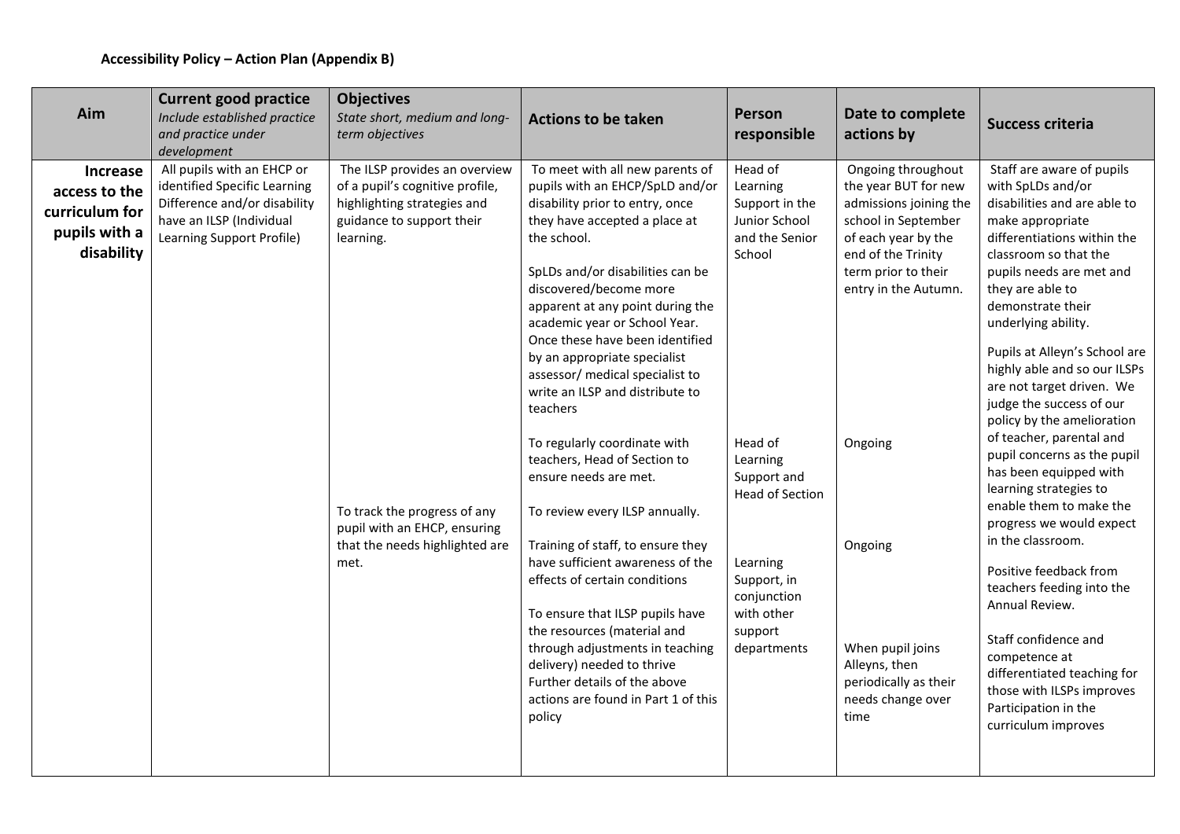**Accessibility Policy – Action Plan (Appendix B)**

| Aim | Current good practice<br>*Include established practice and practice under development* | Objectives<br>*State short, medium and long-term objectives* | Actions to be taken | Person responsible | Date to complete actions by | Success criteria |
|---|---|---|---|---|---|---|
| **Increase access to the curriculum for pupils with a disability** | All pupils with an EHCP or identified Specific Learning Difference and/or disability have an ILSP (Individual Learning Support Profile) | The ILSP provides an overview of a pupil's cognitive profile, highlighting strategies and guidance to support their learning.<br><br>To track the progress of any pupil with an EHCP, ensuring that the needs highlighted are met. | To meet with all new parents of pupils with an EHCP/SpLD and/or disability prior to entry, once they have accepted a place at the school.<br><br>SpLDs and/or disabilities can be discovered/become more apparent at any point during the academic year or School Year. Once these have been identified by an appropriate specialist assessor/ medical specialist to write an ILSP and distribute to teachers<br><br>To regularly coordinate with teachers, Head of Section to ensure needs are met.<br><br>To review every ILSP annually.<br><br>Training of staff, to ensure they have sufficient awareness of the effects of certain conditions<br><br>To ensure that ILSP pupils have the resources (material and through adjustments in teaching delivery) needed to thrive Further details of the above actions are found in Part 1 of this policy | Head of Learning Support in the Junior School and the Senior School<br><br>Head of Learning Support and Head of Section<br><br>Learning Support, in conjunction with other support departments | Ongoing throughout the year BUT for new admissions joining the school in September of each year by the end of the Trinity term prior to their entry in the Autumn.<br><br>Ongoing<br><br>Ongoing<br><br>When pupil joins Alleyns, then periodically as their needs change over time | Staff are aware of pupils with SpLDs and/or disabilities and are able to make appropriate differentiations within the classroom so that the pupils needs are met and they are able to demonstrate their underlying ability.<br><br>Pupils at Alleyn's School are highly able and so our ILSPs are not target driven. We judge the success of our policy by the amelioration of teacher, parental and pupil concerns as the pupil has been equipped with learning strategies to enable them to make the progress we would expect in the classroom.<br><br>Positive feedback from teachers feeding into the Annual Review.<br><br>Staff confidence and competence at differentiated teaching for those with ILSPs improves Participation in the curriculum improves |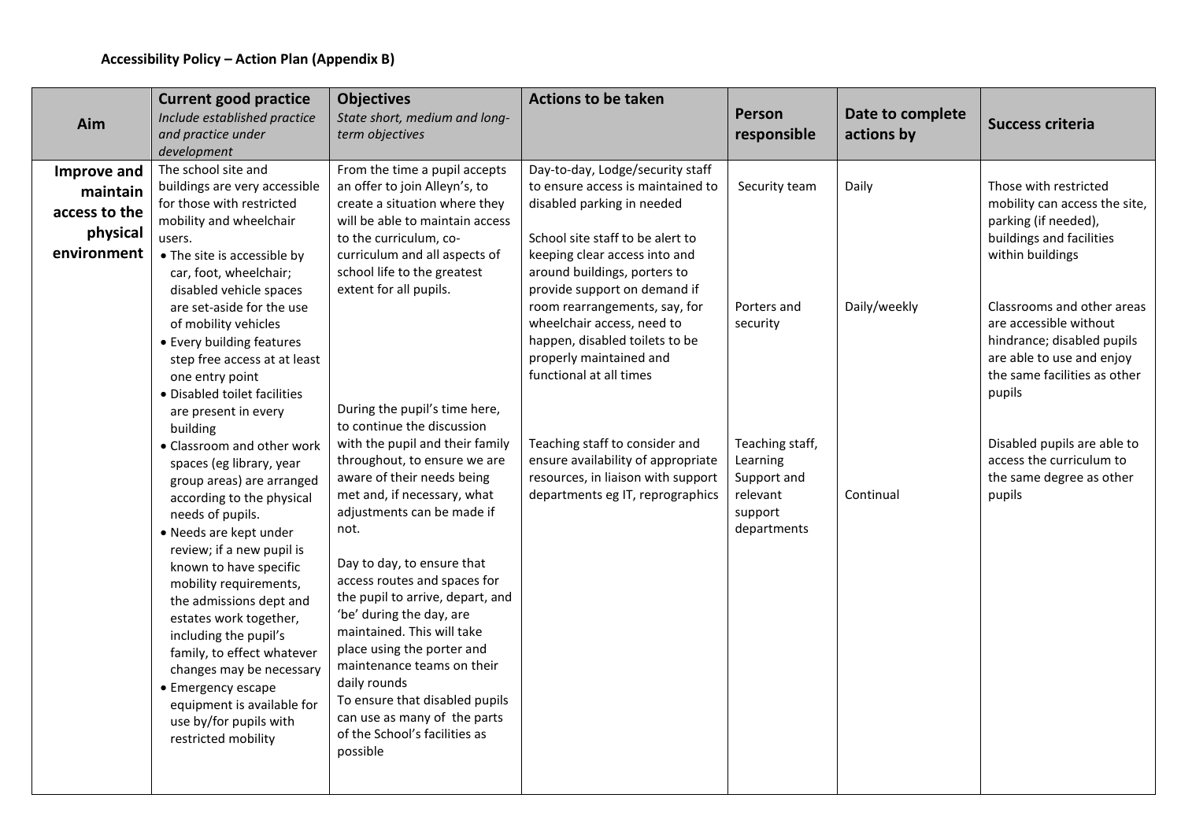**Accessibility Policy – Action Plan (Appendix B)**

| Aim | Current good practice<br>*Include established practice and practice under development* | Objectives<br>*State short, medium and long-term objectives* | Actions to be taken | Person responsible | Date to complete actions by | Success criteria |
|---|---|---|---|---|---|---|
| **Improve and maintain access to the physical environment** | The school site and buildings are very accessible for those with restricted mobility and wheelchair users.<br>• The site is accessible by car, foot, wheelchair; disabled vehicle spaces are set-aside for the use of mobility vehicles<br>• Every building features step free access at at least one entry point<br>• Disabled toilet facilities are present in every building<br>• Classroom and other work spaces (eg library, year group areas) are arranged according to the physical needs of pupils.<br>• Needs are kept under review; if a new pupil is known to have specific mobility requirements, the admissions dept and estates work together, including the pupil's family, to effect whatever changes may be necessary<br>• Emergency escape equipment is available for use by/for pupils with restricted mobility | From the time a pupil accepts an offer to join Alleyn's, to create a situation where they will be able to maintain access to the curriculum, co-curriculum and all aspects of school life to the greatest extent for all pupils.<br><br>During the pupil's time here, to continue the discussion with the pupil and their family throughout, to ensure we are aware of their needs being met and, if necessary, what adjustments can be made if not.<br><br>Day to day, to ensure that access routes and spaces for the pupil to arrive, depart, and 'be' during the day, are maintained. This will take place using the porter and maintenance teams on their daily rounds<br>To ensure that disabled pupils can use as many of the parts of the School's facilities as possible | Day-to-day, Lodge/security staff to ensure access is maintained to disabled parking in needed<br><br>School site staff to be alert to keeping clear access into and around buildings, porters to provide support on demand if room rearrangements, say, for wheelchair access, need to happen, disabled toilets to be properly maintained and functional at all times<br><br>Teaching staff to consider and ensure availability of appropriate resources, in liaison with support departments eg IT, reprographics | Security team<br><br>Porters and security<br><br>Teaching staff, Learning Support and relevant support departments | Daily<br><br>Daily/weekly<br><br>Continual | Those with restricted mobility can access the site, parking (if needed), buildings and facilities within buildings<br><br>Classrooms and other areas are accessible without hindrance; disabled pupils are able to use and enjoy the same facilities as other pupils<br><br>Disabled pupils are able to access the curriculum to the same degree as other pupils |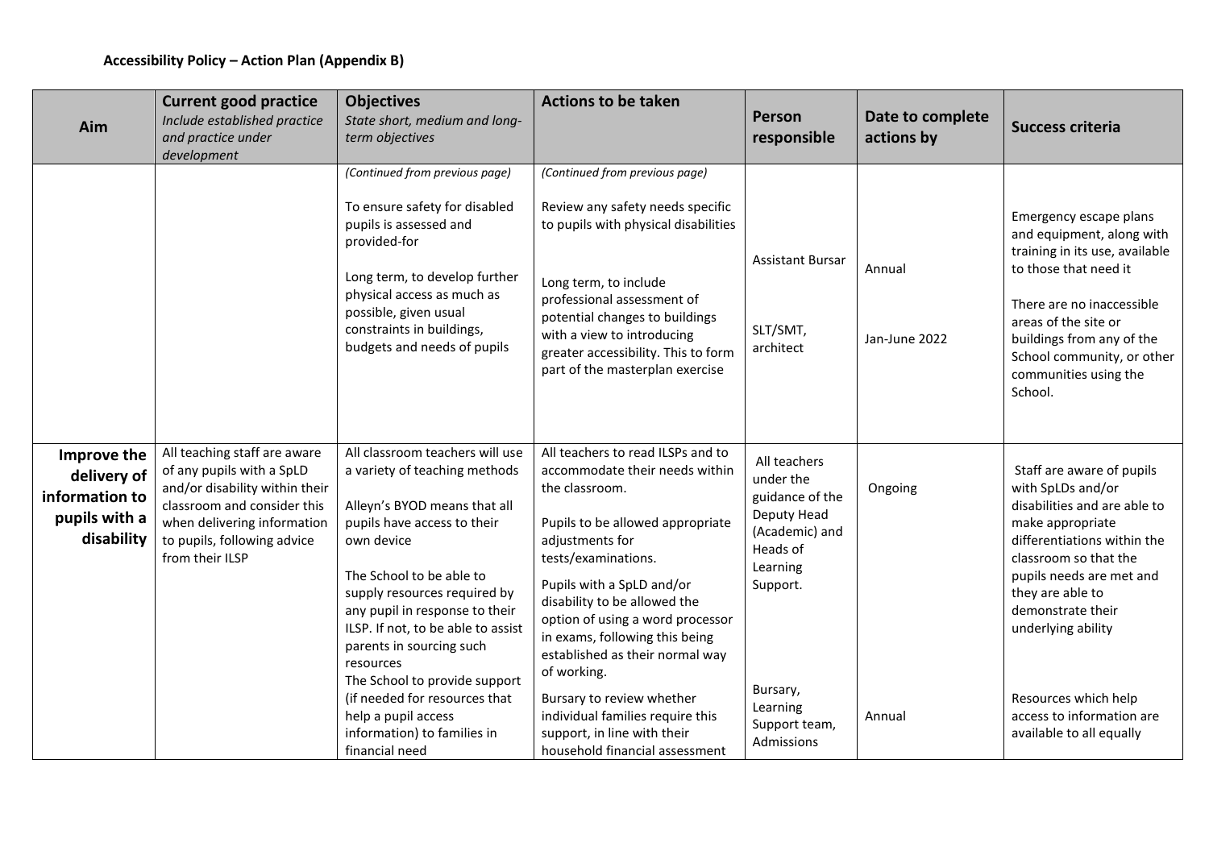**Accessibility Policy – Action Plan (Appendix B)**

| Aim | Current good practice<br>*Include established practice and practice under development* | Objectives<br>*State short, medium and long-term objectives* | Actions to be taken | Person responsible | Date to complete actions by | Success criteria |
|---|---|---|---|---|---|---|
| | | *(Continued from previous page)*<br><br>To ensure safety for disabled pupils is assessed and provided-for<br><br>Long term, to develop further physical access as much as possible, given usual constraints in buildings, budgets and needs of pupils | *(Continued from previous page)*<br><br>Review any safety needs specific to pupils with physical disabilities<br><br>Long term, to include professional assessment of potential changes to buildings with a view to introducing greater accessibility. This to form part of the masterplan exercise | Assistant Bursar<br><br>SLT/SMT, architect | Annual<br><br>Jan-June 2022 | Emergency escape plans and equipment, along with training in its use, available to those that need it<br><br>There are no inaccessible areas of the site or buildings from any of the School community, or other communities using the School. |
| **Improve the delivery of information to pupils with a disability** | All teaching staff are aware of any pupils with a SpLD and/or disability within their classroom and consider this when delivering information to pupils, following advice from their ILSP | All classroom teachers will use a variety of teaching methods<br><br>Alleyn's BYOD means that all pupils have access to their own device<br><br>The School to be able to supply resources required by any pupil in response to their ILSP. If not, to be able to assist parents in sourcing such resources<br>The School to provide support (if needed for resources that help a pupil access information) to families in financial need | All teachers to read ILSPs and to accommodate their needs within the classroom.<br><br>Pupils to be allowed appropriate adjustments for tests/examinations.<br><br>Pupils with a SpLD and/or disability to be allowed the option of using a word processor in exams, following this being established as their normal way of working.<br><br>Bursary to review whether individual families require this support, in line with their household financial assessment | All teachers under the guidance of the Deputy Head (Academic) and Heads of Learning Support.<br><br>Bursary, Learning Support team, Admissions | Ongoing<br><br>Annual | Staff are aware of pupils with SpLDs and/or disabilities and are able to make appropriate differentiations within the classroom so that the pupils needs are met and they are able to demonstrate their underlying ability<br><br>Resources which help access to information are available to all equally |